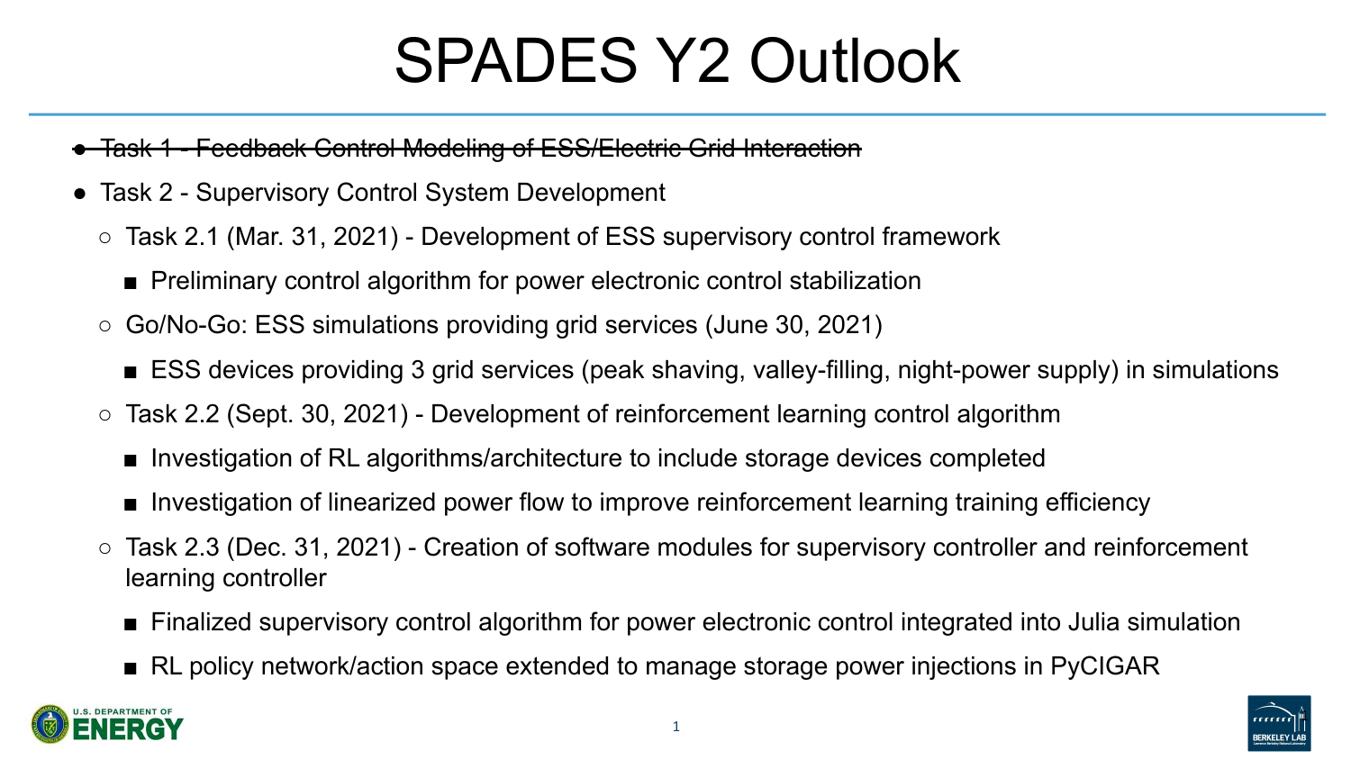# SPADES Y2 Outlook

- ~~Task 1 - Feedback Control Modeling of ESS/Electric Grid Interaction~~
- Task 2 - Supervisory Control System Development
  - Task 2.1 (Mar. 31, 2021) - Development of ESS supervisory control framework
    - Preliminary control algorithm for power electronic control stabilization
  - Go/No-Go: ESS simulations providing grid services (June 30, 2021)
    - ESS devices providing 3 grid services (peak shaving, valley-filling, night-power supply) in simulations
  - Task 2.2 (Sept. 30, 2021) - Development of reinforcement learning control algorithm
    - Investigation of RL algorithms/architecture to include storage devices completed
    - Investigation of linearized power flow to improve reinforcement learning training efficiency
  - Task 2.3 (Dec. 31, 2021) - Creation of software modules for supervisory controller and reinforcement learning controller
    - Finalized supervisory control algorithm for power electronic control integrated into Julia simulation
    - RL policy network/action space extended to manage storage power injections in PyCIGAR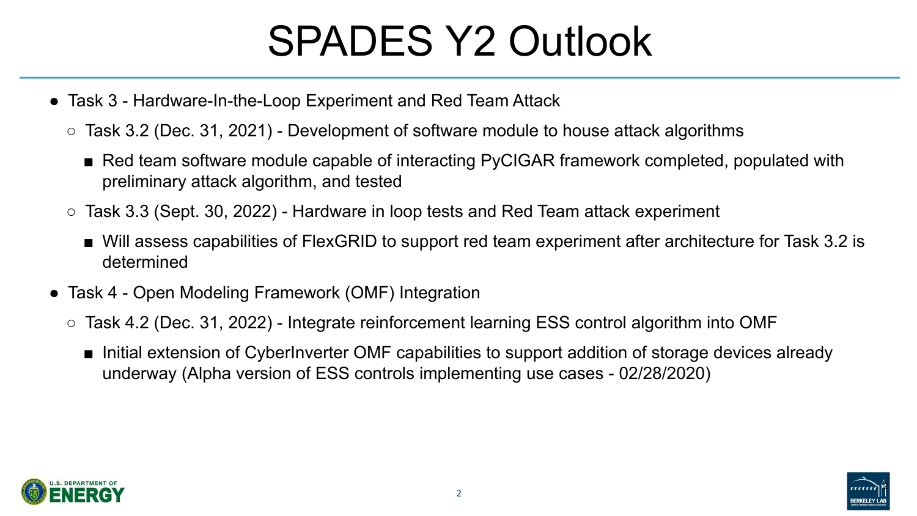# SPADES Y2 Outlook

- Task 3 - Hardware-In-the-Loop Experiment and Red Team Attack
  - Task 3.2 (Dec. 31, 2021) - Development of software module to house attack algorithms
    - Red team software module capable of interacting PyCIGAR framework completed, populated with preliminary attack algorithm, and tested
  - Task 3.3 (Sept. 30, 2022) - Hardware in loop tests and Red Team attack experiment
    - Will assess capabilities of FlexGRID to support red team experiment after architecture for Task 3.2 is determined
- Task 4 - Open Modeling Framework (OMF) Integration
  - Task 4.2 (Dec. 31, 2022) - Integrate reinforcement learning ESS control algorithm into OMF
    - Initial extension of CyberInverter OMF capabilities to support addition of storage devices already underway (Alpha version of ESS controls implementing use cases - 02/28/2020)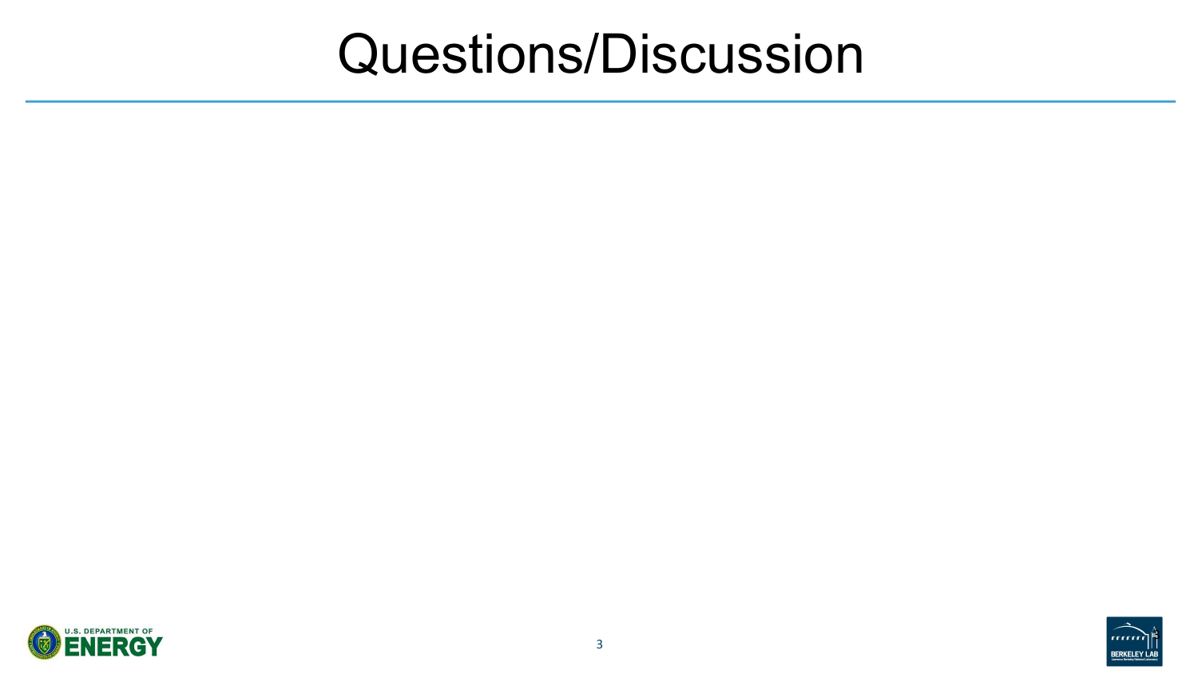# Questions/Discussion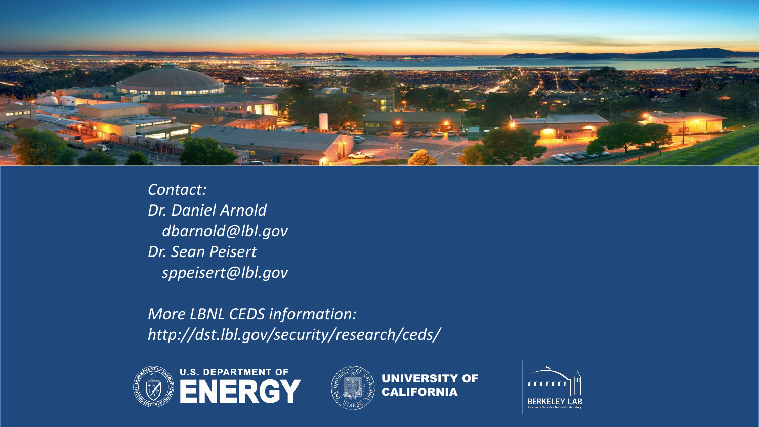*Contact:*
*Dr. Daniel Arnold*
*dbarnold@lbl.gov*
*Dr. Sean Peisert*
*sppeisert@lbl.gov*

*More LBNL CEDS information:*
*http://dst.lbl.gov/security/research/ceds/*

U.S. DEPARTMENT OF ENERGY

UNIVERSITY OF CALIFORNIA

BERKELEY LAB